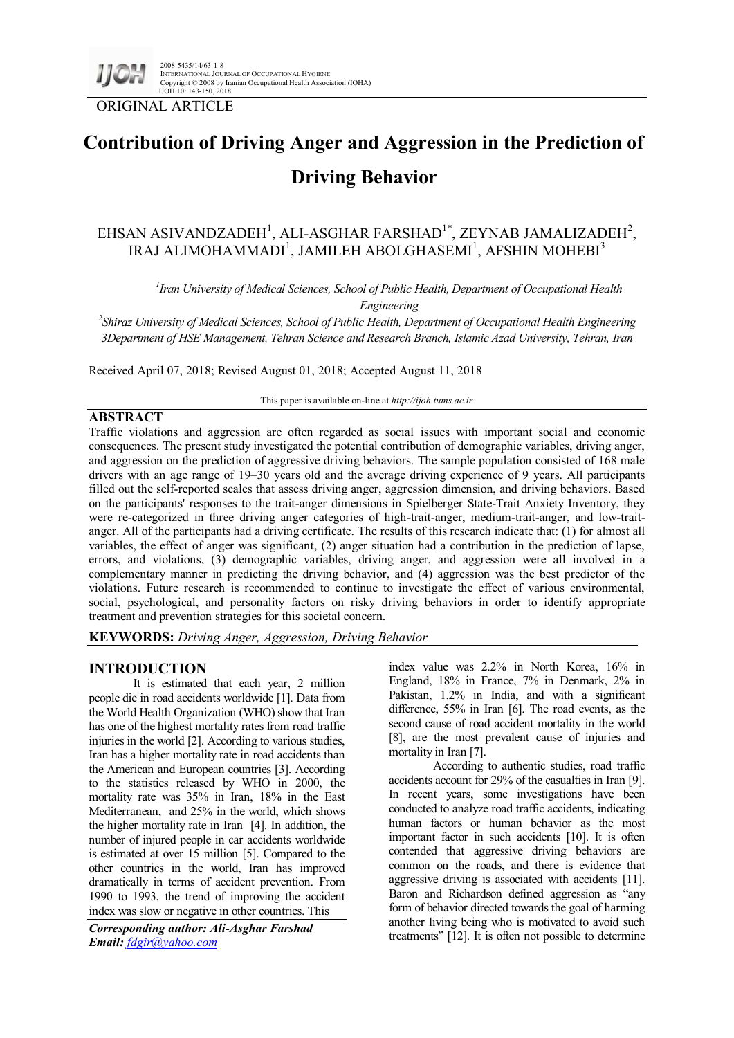ORIGINAL ARTICLE

# Contribution of Driving Anger and Aggression in the Prediction of Driving Behavior

EHSAN ASIVANDZADEH[1], ALI-ASGHAR FARSHAD[1*], ZEYNAB JAMALIZADEH[2], IRAJ ALIMOHAMMADI[1], JAMILEH ABOLGHASEMI[1], AFSHIN MOHEBI[3]

*[1]Iran University of Medical Sciences, School of Public Health, Department of Occupational Health Engineering*
*[2]Shiraz University of Medical Sciences, School of Public Health, Department of Occupational Health Engineering*
*3Department of HSE Management, Tehran Science and Research Branch, Islamic Azad University, Tehran, Iran*

Received April 07, 2018; Revised August 01, 2018; Accepted August 11, 2018

This paper is available on-line at *http://ijoh.tums.ac.ir*

## ABSTRACT

Traffic violations and aggression are often regarded as social issues with important social and economic consequences. The present study investigated the potential contribution of demographic variables, driving anger, and aggression on the prediction of aggressive driving behaviors. The sample population consisted of 168 male drivers with an age range of 19–30 years old and the average driving experience of 9 years. All participants filled out the self-reported scales that assess driving anger, aggression dimension, and driving behaviors. Based on the participants' responses to the trait-anger dimensions in Spielberger State-Trait Anxiety Inventory, they were re-categorized in three driving anger categories of high-trait-anger, medium-trait-anger, and low-trait-anger. All of the participants had a driving certificate. The results of this research indicate that: (1) for almost all variables, the effect of anger was significant, (2) anger situation had a contribution in the prediction of lapse, errors, and violations, (3) demographic variables, driving anger, and aggression were all involved in a complementary manner in predicting the driving behavior, and (4) aggression was the best predictor of the violations. Future research is recommended to continue to investigate the effect of various environmental, social, psychological, and personality factors on risky driving behaviors in order to identify appropriate treatment and prevention strategies for this societal concern.

**KEYWORDS:** *Driving Anger, Aggression, Driving Behavior*

## INTRODUCTION

It is estimated that each year, 2 million people die in road accidents worldwide [1]. Data from the World Health Organization (WHO) show that Iran has one of the highest mortality rates from road traffic injuries in the world [2]. According to various studies, Iran has a higher mortality rate in road accidents than the American and European countries [3]. According to the statistics released by WHO in 2000, the mortality rate was 35% in Iran, 18% in the East Mediterranean, and 25% in the world, which shows the higher mortality rate in Iran [4]. In addition, the number of injured people in car accidents worldwide is estimated at over 15 million [5]. Compared to the other countries in the world, Iran has improved dramatically in terms of accident prevention. From 1990 to 1993, the trend of improving the accident index was slow or negative in other countries. This index value was 2.2% in North Korea, 16% in England, 18% in France, 7% in Denmark, 2% in Pakistan, 1.2% in India, and with a significant difference, 55% in Iran [6]. The road events, as the second cause of road accident mortality in the world [8], are the most prevalent cause of injuries and mortality in Iran [7].

According to authentic studies, road traffic accidents account for 29% of the casualties in Iran [9]. In recent years, some investigations have been conducted to analyze road traffic accidents, indicating human factors or human behavior as the most important factor in such accidents [10]. It is often contended that aggressive driving behaviors are common on the roads, and there is evidence that aggressive driving is associated with accidents [11]. Baron and Richardson defined aggression as "any form of behavior directed towards the goal of harming another living being who is motivated to avoid such treatments" [12]. It is often not possible to determine

***Corresponding author: Ali-Asghar Farshad***
***Email:*** *fdgir@yahoo.com*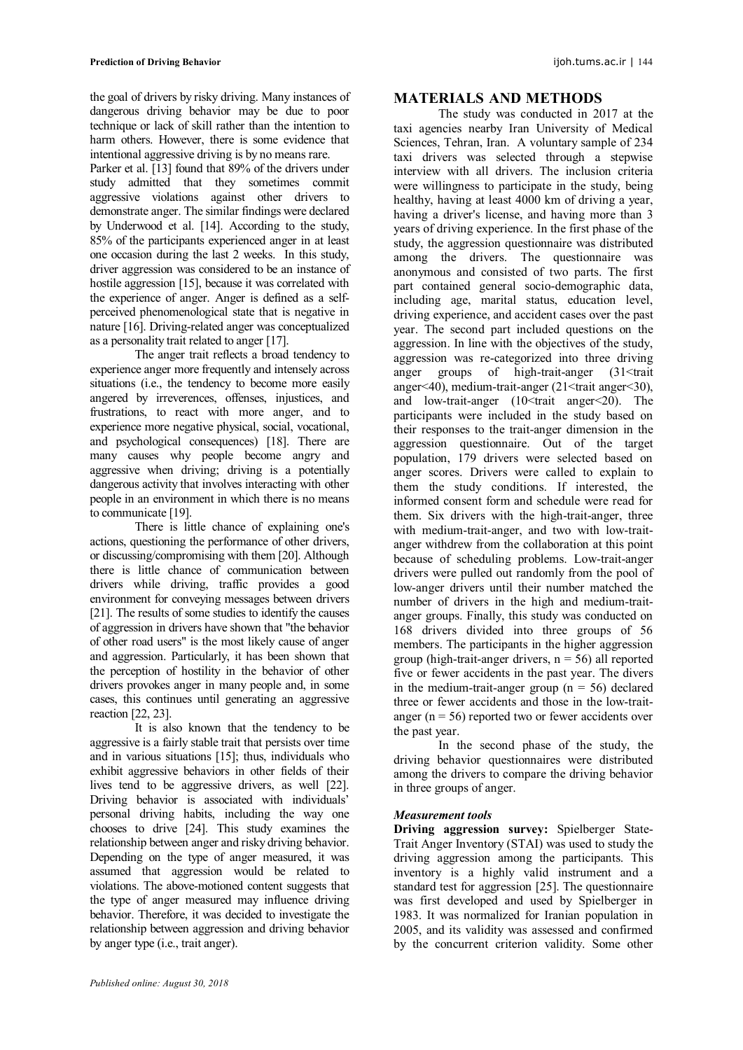the goal of drivers by risky driving. Many instances of dangerous driving behavior may be due to poor technique or lack of skill rather than the intention to harm others. However, there is some evidence that intentional aggressive driving is by no means rare.

Parker et al. [13] found that 89% of the drivers under study admitted that they sometimes commit aggressive violations against other drivers to demonstrate anger. The similar findings were declared by Underwood et al. [14]. According to the study, 85% of the participants experienced anger in at least one occasion during the last 2 weeks. In this study, driver aggression was considered to be an instance of hostile aggression [15], because it was correlated with the experience of anger. Anger is defined as a self-perceived phenomenological state that is negative in nature [16]. Driving-related anger was conceptualized as a personality trait related to anger [17].

The anger trait reflects a broad tendency to experience anger more frequently and intensely across situations (i.e., the tendency to become more easily angered by irreverences, offenses, injustices, and frustrations, to react with more anger, and to experience more negative physical, social, vocational, and psychological consequences) [18]. There are many causes why people become angry and aggressive when driving; driving is a potentially dangerous activity that involves interacting with other people in an environment in which there is no means to communicate [19].

There is little chance of explaining one's actions, questioning the performance of other drivers, or discussing/compromising with them [20]. Although there is little chance of communication between drivers while driving, traffic provides a good environment for conveying messages between drivers [21]. The results of some studies to identify the causes of aggression in drivers have shown that "the behavior of other road users" is the most likely cause of anger and aggression. Particularly, it has been shown that the perception of hostility in the behavior of other drivers provokes anger in many people and, in some cases, this continues until generating an aggressive reaction [22, 23].

It is also known that the tendency to be aggressive is a fairly stable trait that persists over time and in various situations [15]; thus, individuals who exhibit aggressive behaviors in other fields of their lives tend to be aggressive drivers, as well [22]. Driving behavior is associated with individuals' personal driving habits, including the way one chooses to drive [24]. This study examines the relationship between anger and risky driving behavior. Depending on the type of anger measured, it was assumed that aggression would be related to violations. The above-motioned content suggests that the type of anger measured may influence driving behavior. Therefore, it was decided to investigate the relationship between aggression and driving behavior by anger type (i.e., trait anger).

## MATERIALS AND METHODS

The study was conducted in 2017 at the taxi agencies nearby Iran University of Medical Sciences, Tehran, Iran. A voluntary sample of 234 taxi drivers was selected through a stepwise interview with all drivers. The inclusion criteria were willingness to participate in the study, being healthy, having at least 4000 km of driving a year, having a driver's license, and having more than 3 years of driving experience. In the first phase of the study, the aggression questionnaire was distributed among the drivers. The questionnaire was anonymous and consisted of two parts. The first part contained general socio-demographic data, including age, marital status, education level, driving experience, and accident cases over the past year. The second part included questions on the aggression. In line with the objectives of the study, aggression was re-categorized into three driving anger groups of high-trait-anger (31<trait anger<40), medium-trait-anger (21<trait anger<30), and low-trait-anger (10<trait anger<20). The participants were included in the study based on their responses to the trait-anger dimension in the aggression questionnaire. Out of the target population, 179 drivers were selected based on anger scores. Drivers were called to explain to them the study conditions. If interested, the informed consent form and schedule were read for them. Six drivers with the high-trait-anger, three with medium-trait-anger, and two with low-trait-anger withdrew from the collaboration at this point because of scheduling problems. Low-trait-anger drivers were pulled out randomly from the pool of low-anger drivers until their number matched the number of drivers in the high and medium-trait-anger groups. Finally, this study was conducted on 168 drivers divided into three groups of 56 members. The participants in the higher aggression group (high-trait-anger drivers, n = 56) all reported five or fewer accidents in the past year. The divers in the medium-trait-anger group (n = 56) declared three or fewer accidents and those in the low-trait-anger (n = 56) reported two or fewer accidents over the past year.

In the second phase of the study, the driving behavior questionnaires were distributed among the drivers to compare the driving behavior in three groups of anger.

### *Measurement tools*

**Driving aggression survey:** Spielberger State-Trait Anger Inventory (STAI) was used to study the driving aggression among the participants. This inventory is a highly valid instrument and a standard test for aggression [25]. The questionnaire was first developed and used by Spielberger in 1983. It was normalized for Iranian population in 2005, and its validity was assessed and confirmed by the concurrent criterion validity. Some other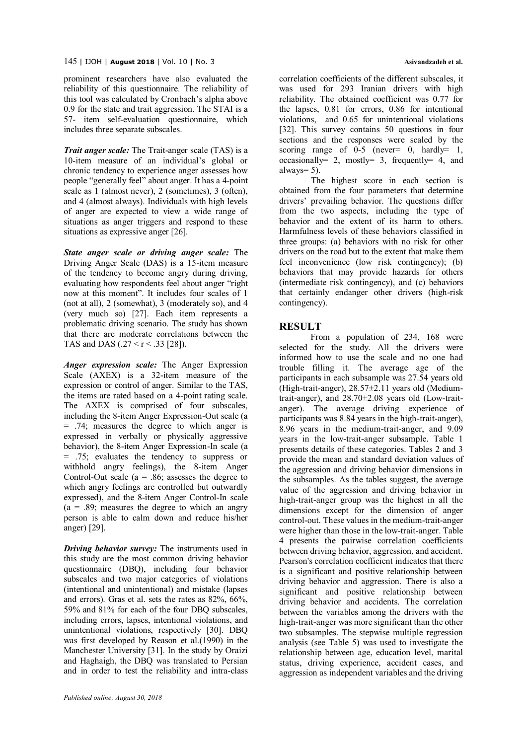prominent researchers have also evaluated the reliability of this questionnaire. The reliability of this tool was calculated by Cronbach's alpha above 0.9 for the state and trait aggression. The STAI is a 57- item self-evaluation questionnaire, which includes three separate subscales.

***Trait anger scale:*** The Trait-anger scale (TAS) is a 10-item measure of an individual's global or chronic tendency to experience anger assesses how people "generally feel" about anger. It has a 4-point scale as 1 (almost never), 2 (sometimes), 3 (often), and 4 (almost always). Individuals with high levels of anger are expected to view a wide range of situations as anger triggers and respond to these situations as expressive anger [26].

***State anger scale or driving anger scale:*** The Driving Anger Scale (DAS) is a 15-item measure of the tendency to become angry during driving, evaluating how respondents feel about anger "right now at this moment". It includes four scales of 1 (not at all), 2 (somewhat), 3 (moderately so), and 4 (very much so) [27]. Each item represents a problematic driving scenario. The study has shown that there are moderate correlations between the TAS and DAS ($.27 < r < .33$ [28]).

***Anger expression scale:*** The Anger Expression Scale (AXEX) is a 32-item measure of the expression or control of anger. Similar to the TAS, the items are rated based on a 4-point rating scale. The AXEX is comprised of four subscales, including the 8-item Anger Expression-Out scale (a = .74; measures the degree to which anger is expressed in verbally or physically aggressive behavior), the 8-item Anger Expression-In scale (a = .75; evaluates the tendency to suppress or withhold angry feelings), the 8-item Anger Control-Out scale (a = .86; assesses the degree to which angry feelings are controlled but outwardly expressed), and the 8-item Anger Control-In scale (a = .89; measures the degree to which an angry person is able to calm down and reduce his/her anger) [29].

***Driving behavior survey:*** The instruments used in this study are the most common driving behavior questionnaire (DBQ), including four behavior subscales and two major categories of violations (intentional and unintentional) and mistake (lapses and errors). Gras et al. sets the rates as 82%, 66%, 59% and 81% for each of the four DBQ subscales, including errors, lapses, intentional violations, and unintentional violations, respectively [30]. DBQ was first developed by Reason et al.(1990) in the Manchester University [31]. In the study by Oraizi and Haghaigh, the DBQ was translated to Persian and in order to test the reliability and intra-class correlation coefficients of the different subscales, it was used for 293 Iranian drivers with high reliability. The obtained coefficient was 0.77 for the lapses, 0.81 for errors, 0.86 for intentional violations, and 0.65 for unintentional violations [32]. This survey contains 50 questions in four sections and the responses were scaled by the scoring range of 0-5 (never= 0, hardly= 1, occasionally= 2, mostly= 3, frequently= 4, and always= 5).

The highest score in each section is obtained from the four parameters that determine drivers' prevailing behavior. The questions differ from the two aspects, including the type of behavior and the extent of its harm to others. Harmfulness levels of these behaviors classified in three groups: (a) behaviors with no risk for other drivers on the road but to the extent that make them feel inconvenience (low risk contingency); (b) behaviors that may provide hazards for others (intermediate risk contingency), and (c) behaviors that certainly endanger other drivers (high-risk contingency).

## RESULT

From a population of 234, 168 were selected for the study. All the drivers were informed how to use the scale and no one had trouble filling it. The average age of the participants in each subsample was 27.54 years old (High-trait-anger), 28.57±2.11 years old (Medium-trait-anger), and 28.70±2.08 years old (Low-trait-anger). The average driving experience of participants was 8.84 years in the high-trait-anger), 8.96 years in the medium-trait-anger, and 9.09 years in the low-trait-anger subsample. Table 1 presents details of these categories. Tables 2 and 3 provide the mean and standard deviation values of the aggression and driving behavior dimensions in the subsamples. As the tables suggest, the average value of the aggression and driving behavior in high-trait-anger group was the highest in all the dimensions except for the dimension of anger control-out. These values in the medium-trait-anger were higher than those in the low-trait-anger. Table 4 presents the pairwise correlation coefficients between driving behavior, aggression, and accident. Pearson's correlation coefficient indicates that there is a significant and positive relationship between driving behavior and aggression. There is also a significant and positive relationship between driving behavior and accidents. The correlation between the variables among the drivers with the high-trait-anger was more significant than the other two subsamples. The stepwise multiple regression analysis (see Table 5) was used to investigate the relationship between age, education level, marital status, driving experience, accident cases, and aggression as independent variables and the driving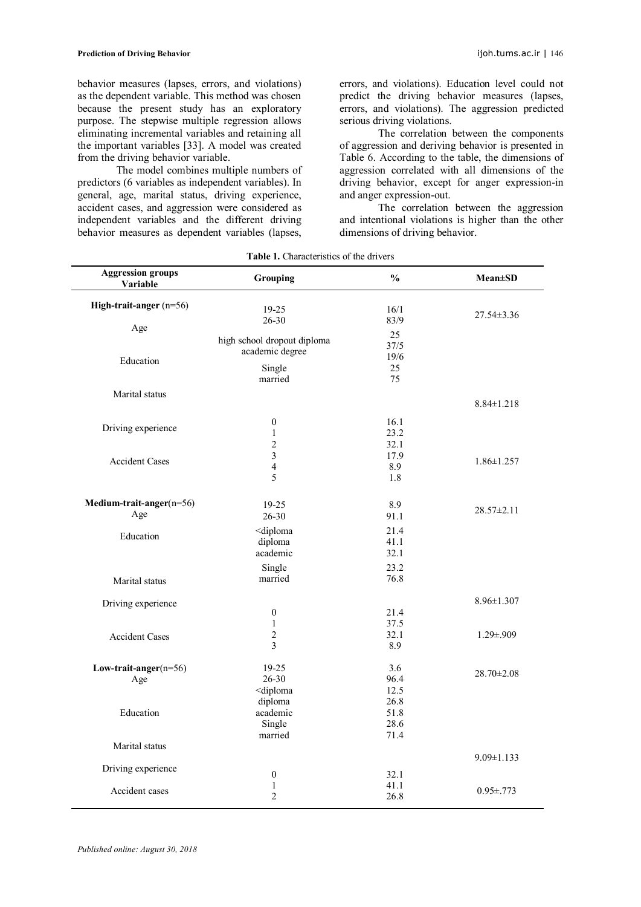behavior measures (lapses, errors, and violations) as the dependent variable. This method was chosen because the present study has an exploratory purpose. The stepwise multiple regression allows eliminating incremental variables and retaining all the important variables [33]. A model was created from the driving behavior variable.

The model combines multiple numbers of predictors (6 variables as independent variables). In general, age, marital status, driving experience, accident cases, and aggression were considered as independent variables and the different driving behavior measures as dependent variables (lapses, errors, and violations). Education level could not predict the driving behavior measures (lapses, errors, and violations). The aggression predicted serious driving violations.

The correlation between the components of aggression and deriving behavior is presented in Table 6. According to the table, the dimensions of aggression correlated with all dimensions of the driving behavior, except for anger expression-in and anger expression-out.

The correlation between the aggression and intentional violations is higher than the other dimensions of driving behavior.

**Table 1.** Characteristics of the drivers

| Aggression groups Variable | Grouping | % | Mean±SD |
|---|---|---|---|
| **High-trait-anger** (n=56) | | | |
| Age | 19-25 | 16/1 | 27.54±3.36 |
| | 26-30 | 83/9 | |
| Education | high school dropout | 25 | |
| | diploma | 37/5 | |
| | academic degree | 19/6 | |
| Marital status | Single | 25 | |
| | married | 75 | |
| Driving experience | | | 8.84±1.218 |
| Accident Cases | 0 | 16.1 | 1.86±1.257 |
| | 1 | 23.2 | |
| | 2 | 32.1 | |
| | 3 | 17.9 | |
| | 4 | 8.9 | |
| | 5 | 1.8 | |
| **Medium-trait-anger**(n=56) | | | |
| Age | 19-25 | 8.9 | 28.57±2.11 |
| | 26-30 | 91.1 | |
| Education | <diploma | 21.4 | |
| | diploma | 41.1 | |
| | academic | 32.1 | |
| Marital status | Single | 23.2 | |
| | married | 76.8 | |
| Driving experience | | | 8.96±1.307 |
| Accident Cases | 0 | 21.4 | 1.29±.909 |
| | 1 | 37.5 | |
| | 2 | 32.1 | |
| | 3 | 8.9 | |
| **Low-trait-anger**(n=56) | | | |
| Age | 19-25 | 3.6 | 28.70±2.08 |
| | 26-30 | 96.4 | |
| Education | <diploma | 12.5 | |
| | diploma | 26.8 | |
| | academic | 51.8 | |
| Marital status | Single | 28.6 | |
| | married | 71.4 | |
| Driving experience | | | 9.09±1.133 |
| Accident cases | 0 | 32.1 | 0.95±.773 |
| | 1 | 41.1 | |
| | 2 | 26.8 | |

*Published online: August 30, 2018*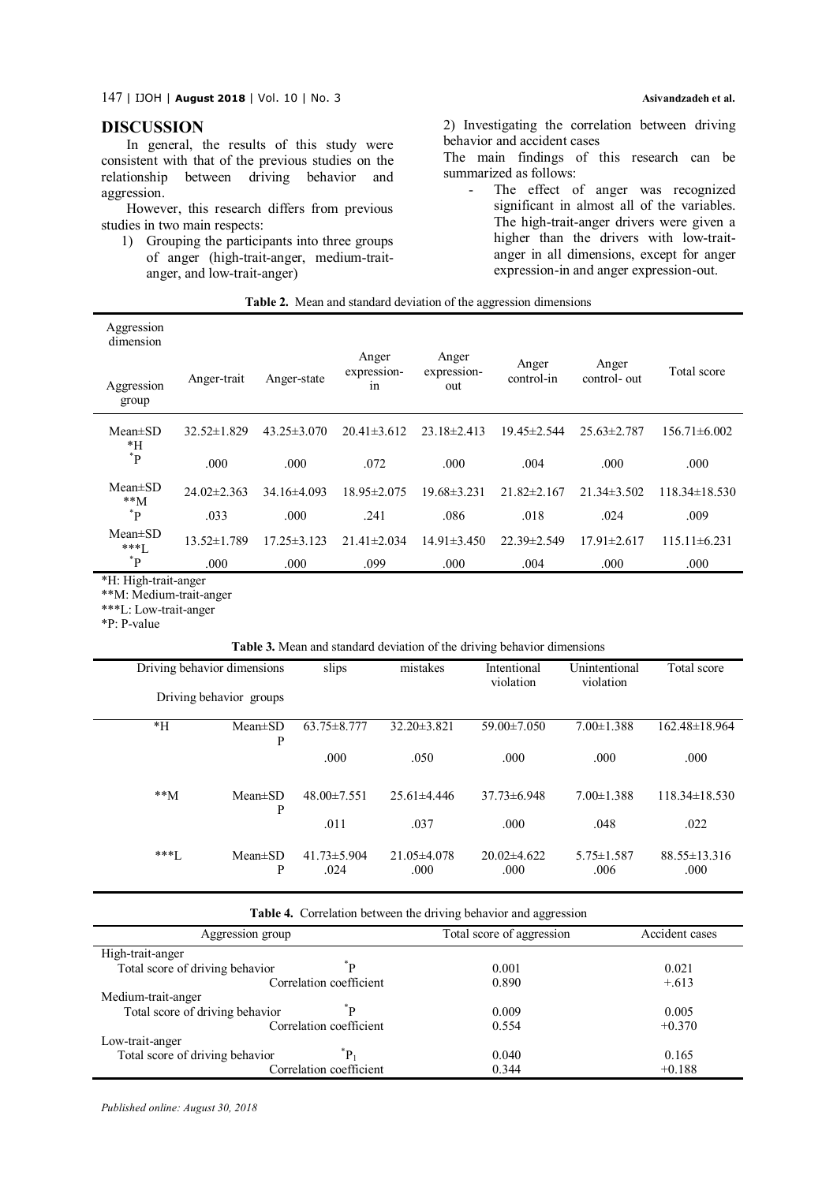## DISCUSSION

In general, the results of this study were consistent with that of the previous studies on the relationship between driving behavior and aggression.

However, this research differs from previous studies in two main respects:

1) Grouping the participants into three groups of anger (high-trait-anger, medium-trait-anger, and low-trait-anger)
2) Investigating the correlation between driving behavior and accident cases

The main findings of this research can be summarized as follows:

- The effect of anger was recognized significant in almost all of the variables. The high-trait-anger drivers were given a higher than the drivers with low-trait-anger in all dimensions, except for anger expression-in and anger expression-out.

**Table 2.** Mean and standard deviation of the aggression dimensions

| Aggression dimension / Aggression group | Anger-trait | Anger-state | Anger expression-in | Anger expression-out | Anger control-in | Anger control- out | Total score |
|---|---|---|---|---|---|---|---|
| Mean±SD *H | 32.52±1.829 | 43.25±3.070 | 20.41±3.612 | 23.18±2.413 | 19.45±2.544 | 25.63±2.787 | 156.71±6.002 |
| *P | .000 | .000 | .072 | .000 | .004 | .000 | .000 |
| Mean±SD **M | 24.02±2.363 | 34.16±4.093 | 18.95±2.075 | 19.68±3.231 | 21.82±2.167 | 21.34±3.502 | 118.34±18.530 |
| *P | .033 | .000 | .241 | .086 | .018 | .024 | .009 |
| Mean±SD ***L | 13.52±1.789 | 17.25±3.123 | 21.41±2.034 | 14.91±3.450 | 22.39±2.549 | 17.91±2.617 | 115.11±6.231 |
| *P | .000 | .000 | .099 | .000 | .004 | .000 | .000 |

*H: High-trait-anger
**M: Medium-trait-anger
***L: Low-trait-anger
*P: P-value

**Table 3.** Mean and standard deviation of the driving behavior dimensions

| Driving behavior dimensions / Driving behavior groups | | slips | mistakes | Intentional violation | Unintentional violation | Total score |
|---|---|---|---|---|---|---|
| *H | Mean±SD | 63.75±8.777 | 32.20±3.821 | 59.00±7.050 | 7.00±1.388 | 162.48±18.964 |
| | P | .000 | .050 | .000 | .000 | .000 |
| **M | Mean±SD | 48.00±7.551 | 25.61±4.446 | 37.73±6.948 | 7.00±1.388 | 118.34±18.530 |
| | P | .011 | .037 | .000 | .048 | .022 |
| ***L | Mean±SD | 41.73±5.904 | 21.05±4.078 | 20.02±4.622 | 5.75±1.587 | 88.55±13.316 |
| | P | .024 | .000 | .000 | .006 | .000 |

**Table 4.** Correlation between the driving behavior and aggression

| Aggression group | | Total score of aggression | Accident cases |
|---|---|---|---|
| High-trait-anger | | | |
| Total score of driving behavior | *P | 0.001 | 0.021 |
| | Correlation coefficient | 0.890 | +.613 |
| Medium-trait-anger | | | |
| Total score of driving behavior | *P | 0.009 | 0.005 |
| | Correlation coefficient | 0.554 | +0.370 |
| Low-trait-anger | | | |
| Total score of driving behavior | *$P_1$ | 0.040 | 0.165 |
| | Correlation coefficient | 0.344 | +0.188 |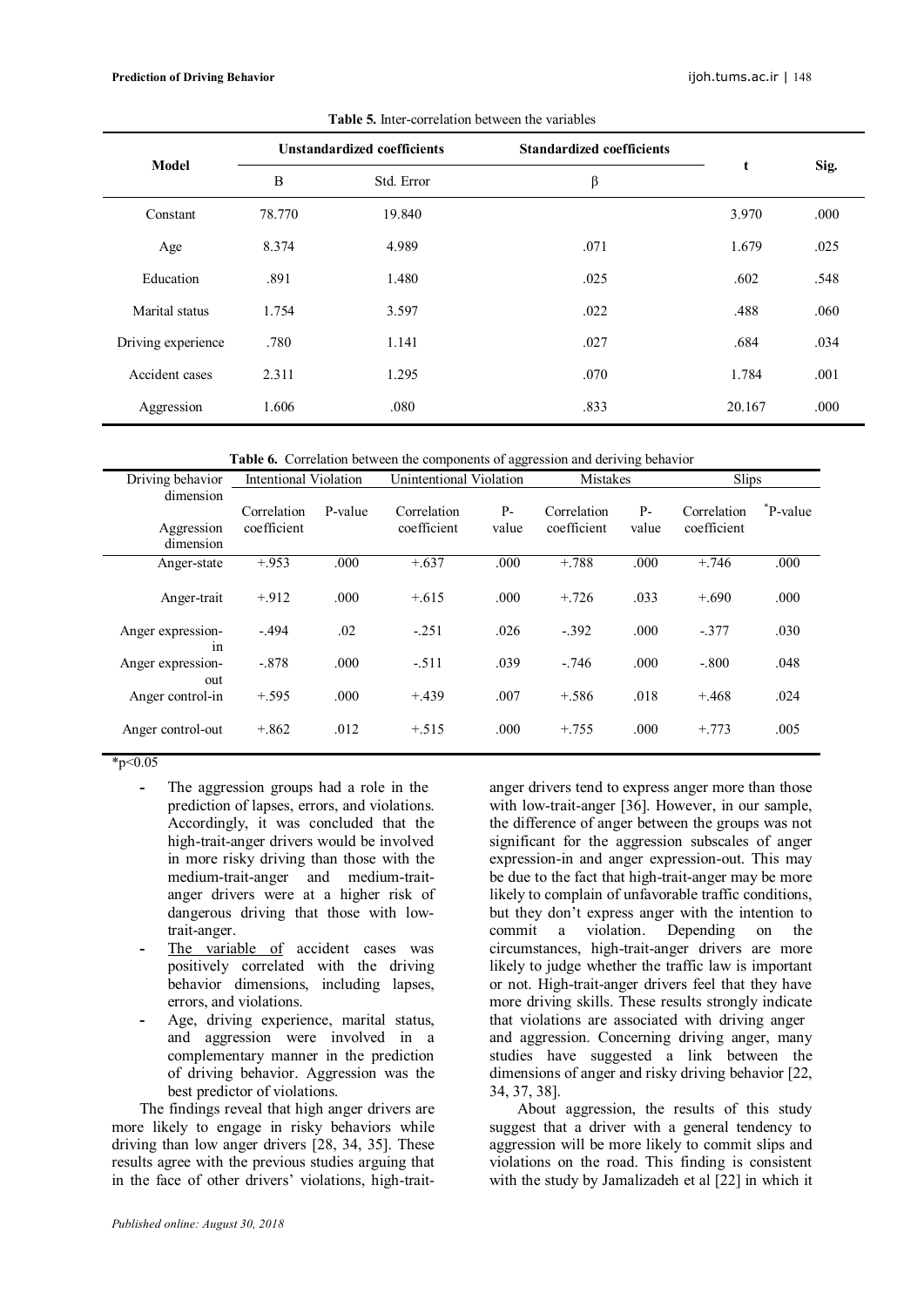**Table 5.** Inter-correlation between the variables

| Model | Unstandardized coefficients | | Standardized coefficients | t | Sig. |
|---|---|---|---|---|---|
| | B | Std. Error | β | | |
| Constant | 78.770 | 19.840 | | 3.970 | .000 |
| Age | 8.374 | 4.989 | .071 | 1.679 | .025 |
| Education | .891 | 1.480 | .025 | .602 | .548 |
| Marital status | 1.754 | 3.597 | .022 | .488 | .060 |
| Driving experience | .780 | 1.141 | .027 | .684 | .034 |
| Accident cases | 2.311 | 1.295 | .070 | 1.784 | .001 |
| Aggression | 1.606 | .080 | .833 | 20.167 | .000 |

**Table 6.** Correlation between the components of aggression and deriving behavior

| Driving behavior dimension / Aggression dimension | Intentional Violation | | Unintentional Violation | | Mistakes | | Slips | |
|---|---|---|---|---|---|---|---|---|
| | Correlation coefficient | P-value | Correlation coefficient | P-value | Correlation coefficient | P-value | Correlation coefficient | *P-value |
| Anger-state | +.953 | .000 | +.637 | .000 | +.788 | .000 | +.746 | .000 |
| Anger-trait | +.912 | .000 | +.615 | .000 | +.726 | .033 | +.690 | .000 |
| Anger expression-in | -.494 | .02 | -.251 | .026 | -.392 | .000 | -.377 | .030 |
| Anger expression-out | -.878 | .000 | -.511 | .039 | -.746 | .000 | -.800 | .048 |
| Anger control-in | +.595 | .000 | +.439 | .007 | +.586 | .018 | +.468 | .024 |
| Anger control-out | +.862 | .012 | +.515 | .000 | +.755 | .000 | +.773 | .005 |

*$p<0.05$

- The aggression groups had a role in the prediction of lapses, errors, and violations. Accordingly, it was concluded that the high-trait-anger drivers would be involved in more risky driving than those with the medium-trait-anger and medium-trait-anger drivers were at a higher risk of dangerous driving that those with low-trait-anger.
- The variable of accident cases was positively correlated with the driving behavior dimensions, including lapses, errors, and violations.
- Age, driving experience, marital status, and aggression were involved in a complementary manner in the prediction of driving behavior. Aggression was the best predictor of violations.

The findings reveal that high anger drivers are more likely to engage in risky behaviors while driving than low anger drivers [28, 34, 35]. These results agree with the previous studies arguing that in the face of other drivers' violations, high-trait-anger drivers tend to express anger more than those with low-trait-anger [36]. However, in our sample, the difference of anger between the groups was not significant for the aggression subscales of anger expression-in and anger expression-out. This may be due to the fact that high-trait-anger may be more likely to complain of unfavorable traffic conditions, but they don't express anger with the intention to commit a violation. Depending on the circumstances, high-trait-anger drivers are more likely to judge whether the traffic law is important or not. High-trait-anger drivers feel that they have more driving skills. These results strongly indicate that violations are associated with driving anger and aggression. Concerning driving anger, many studies have suggested a link between the dimensions of anger and risky driving behavior [22, 34, 37, 38].

About aggression, the results of this study suggest that a driver with a general tendency to aggression will be more likely to commit slips and violations on the road. This finding is consistent with the study by Jamalizadeh et al [22] in which it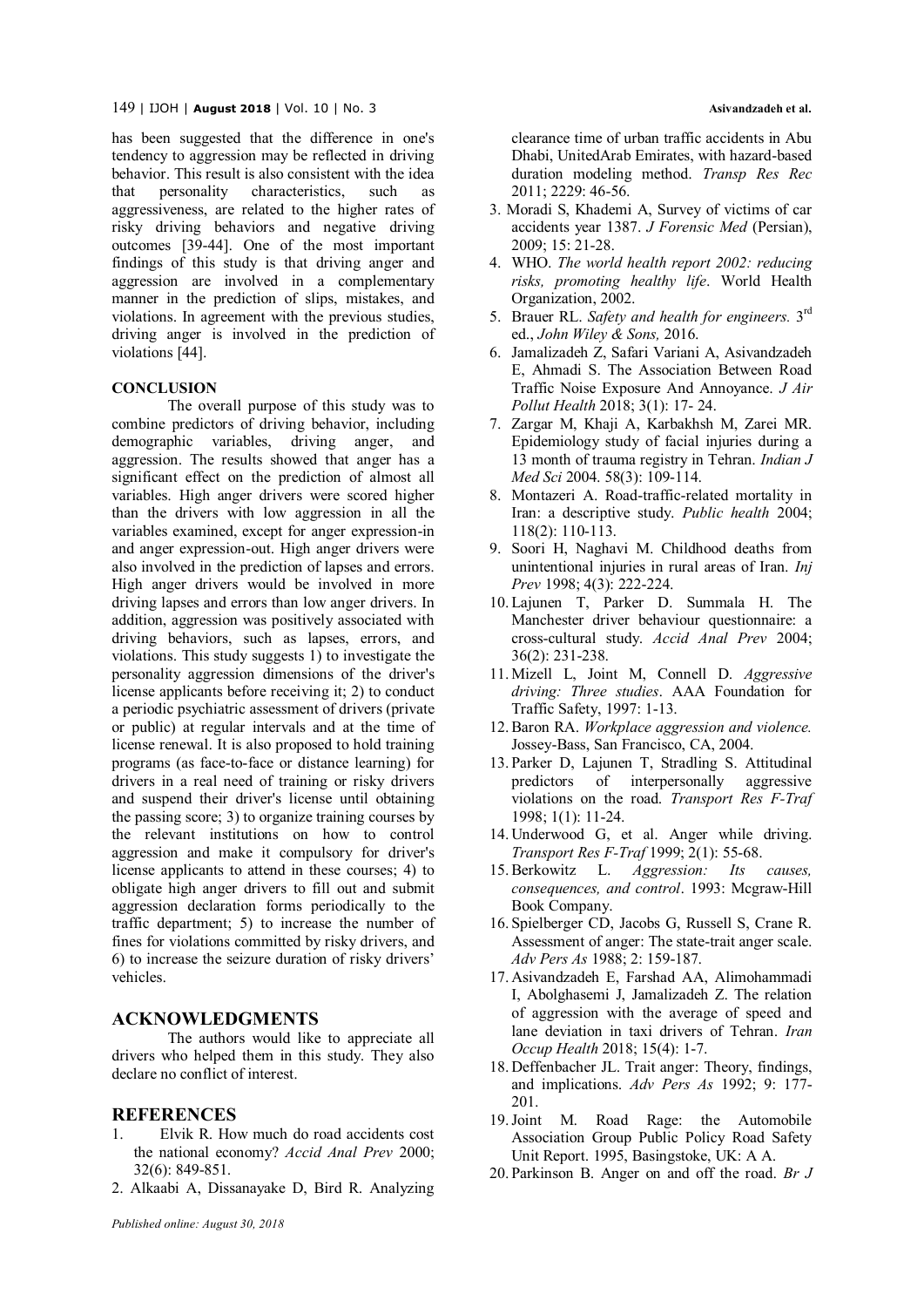has been suggested that the difference in one's tendency to aggression may be reflected in driving behavior. This result is also consistent with the idea that personality characteristics, such as aggressiveness, are related to the higher rates of risky driving behaviors and negative driving outcomes [39-44]. One of the most important findings of this study is that driving anger and aggression are involved in a complementary manner in the prediction of slips, mistakes, and violations. In agreement with the previous studies, driving anger is involved in the prediction of violations [44].

**CONCLUSION**

The overall purpose of this study was to combine predictors of driving behavior, including demographic variables, driving anger, and aggression. The results showed that anger has a significant effect on the prediction of almost all variables. High anger drivers were scored higher than the drivers with low aggression in all the variables examined, except for anger expression-in and anger expression-out. High anger drivers were also involved in the prediction of lapses and errors. High anger drivers would be involved in more driving lapses and errors than low anger drivers. In addition, aggression was positively associated with driving behaviors, such as lapses, errors, and violations. This study suggests 1) to investigate the personality aggression dimensions of the driver's license applicants before receiving it; 2) to conduct a periodic psychiatric assessment of drivers (private or public) at regular intervals and at the time of license renewal. It is also proposed to hold training programs (as face-to-face or distance learning) for drivers in a real need of training or risky drivers and suspend their driver's license until obtaining the passing score; 3) to organize training courses by the relevant institutions on how to control aggression and make it compulsory for driver's license applicants to attend in these courses; 4) to obligate high anger drivers to fill out and submit aggression declaration forms periodically to the traffic department; 5) to increase the number of fines for violations committed by risky drivers, and 6) to increase the seizure duration of risky drivers' vehicles.

## ACKNOWLEDGMENTS

The authors would like to appreciate all drivers who helped them in this study. They also declare no conflict of interest.

## REFERENCES

1. Elvik R. How much do road accidents cost the national economy? *Accid Anal Prev* 2000; 32(6): 849-851.
2. Alkaabi A, Dissanayake D, Bird R. Analyzing clearance time of urban traffic accidents in Abu Dhabi, UnitedArab Emirates, with hazard-based duration modeling method. *Transp Res Rec* 2011; 2229: 46-56.
3. Moradi S, Khademi A, Survey of victims of car accidents year 1387. *J Forensic Med* (Persian), 2009; 15: 21-28.
4. WHO. *The world health report 2002: reducing risks, promoting healthy life*. World Health Organization, 2002.
5. Brauer RL. *Safety and health for engineers.* 3rd ed., *John Wiley & Sons,* 2016.
6. Jamalizadeh Z, Safari Variani A, Asivandzadeh E, Ahmadi S. The Association Between Road Traffic Noise Exposure And Annoyance. *J Air Pollut Health* 2018; 3(1): 17- 24.
7. Zargar M, Khaji A, Karbakhsh M, Zarei MR. Epidemiology study of facial injuries during a 13 month of trauma registry in Tehran. *Indian J Med Sci* 2004. 58(3): 109-114.
8. Montazeri A. Road-traffic-related mortality in Iran: a descriptive study. *Public health* 2004; 118(2): 110-113.
9. Soori H, Naghavi M. Childhood deaths from unintentional injuries in rural areas of Iran. *Inj Prev* 1998; 4(3): 222-224.
10. Lajunen T, Parker D. Summala H. The Manchester driver behaviour questionnaire: a cross-cultural study. *Accid Anal Prev* 2004; 36(2): 231-238.
11. Mizell L, Joint M, Connell D. *Aggressive driving: Three studies*. AAA Foundation for Traffic Safety, 1997: 1-13.
12. Baron RA. *Workplace aggression and violence.* Jossey-Bass, San Francisco, CA, 2004.
13. Parker D, Lajunen T, Stradling S. Attitudinal predictors of interpersonally aggressive violations on the road. *Transport Res F-Traf* 1998; 1(1): 11-24.
14. Underwood G, et al. Anger while driving. *Transport Res F-Traf* 1999; 2(1): 55-68.
15. Berkowitz L. *Aggression: Its causes, consequences, and control*. 1993: Mcgraw-Hill Book Company.
16. Spielberger CD, Jacobs G, Russell S, Crane R. Assessment of anger: The state-trait anger scale. *Adv Pers As* 1988; 2: 159-187.
17. Asivandzadeh E, Farshad AA, Alimohammadi I, Abolghasemi J, Jamalizadeh Z. The relation of aggression with the average of speed and lane deviation in taxi drivers of Tehran. *Iran Occup Health* 2018; 15(4): 1-7.
18. Deffenbacher JL. Trait anger: Theory, findings, and implications. *Adv Pers As* 1992; 9: 177-201.
19. Joint M. Road Rage: the Automobile Association Group Public Policy Road Safety Unit Report. 1995, Basingstoke, UK: A A.
20. Parkinson B. Anger on and off the road. *Br J*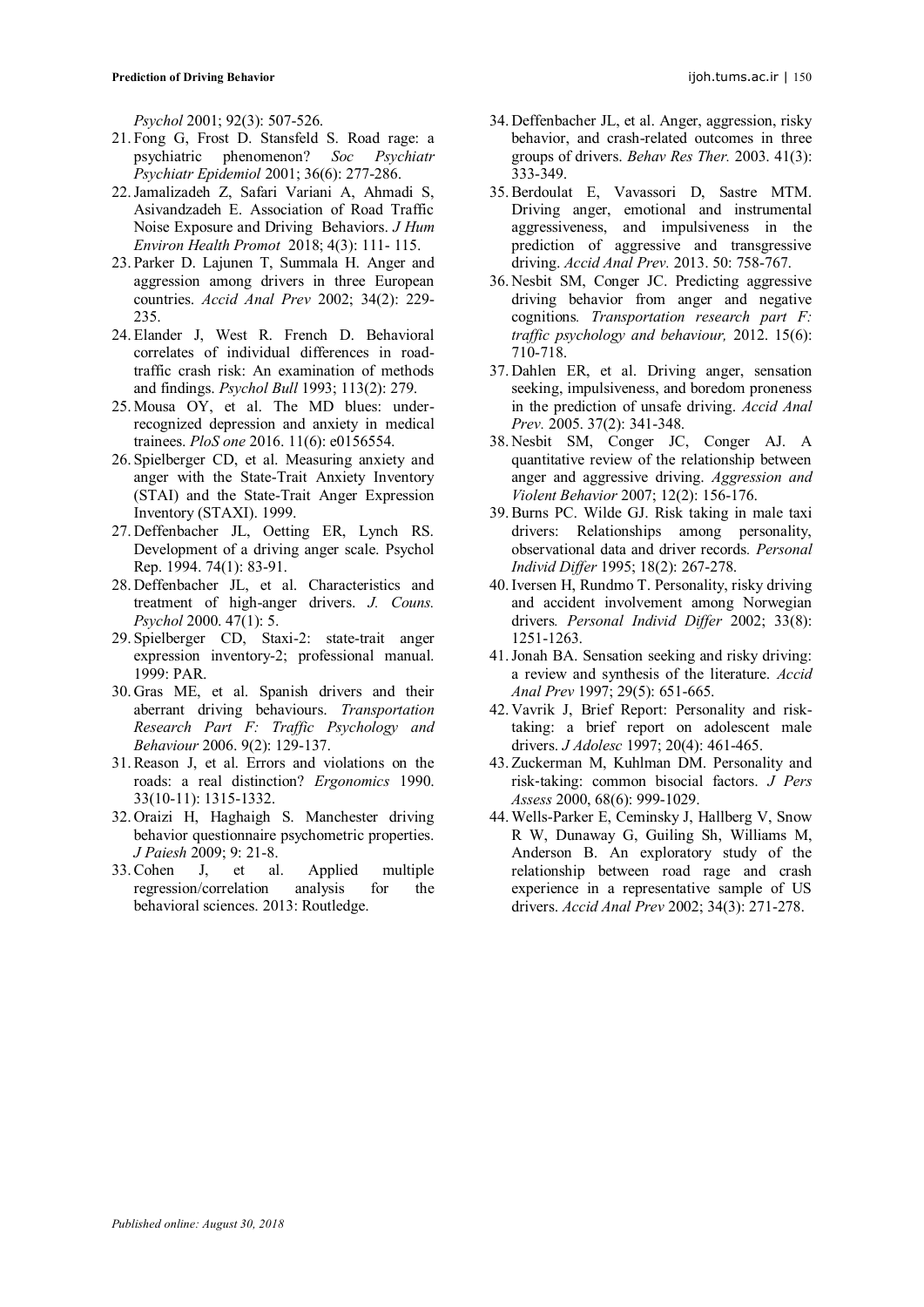*Psychol* 2001; 92(3): 507-526.

21. Fong G, Frost D. Stansfeld S. Road rage: a psychiatric phenomenon? *Soc Psychiatr Psychiatr Epidemiol* 2001; 36(6): 277-286.
22. Jamalizadeh Z, Safari Variani A, Ahmadi S, Asivandzadeh E. Association of Road Traffic Noise Exposure and Driving Behaviors. *J Hum Environ Health Promot* 2018; 4(3): 111- 115.
23. Parker D. Lajunen T, Summala H. Anger and aggression among drivers in three European countries. *Accid Anal Prev* 2002; 34(2): 229-235.
24. Elander J, West R. French D. Behavioral correlates of individual differences in road-traffic crash risk: An examination of methods and findings. *Psychol Bull* 1993; 113(2): 279.
25. Mousa OY, et al. The MD blues: under-recognized depression and anxiety in medical trainees. *PloS one* 2016. 11(6): e0156554.
26. Spielberger CD, et al. Measuring anxiety and anger with the State-Trait Anxiety Inventory (STAI) and the State-Trait Anger Expression Inventory (STAXI). 1999.
27. Deffenbacher JL, Oetting ER, Lynch RS. Development of a driving anger scale. Psychol Rep. 1994. 74(1): 83-91.
28. Deffenbacher JL, et al. Characteristics and treatment of high-anger drivers. *J. Couns. Psychol* 2000. 47(1): 5.
29. Spielberger CD, Staxi-2: state-trait anger expression inventory-2; professional manual. 1999: PAR.
30. Gras ME, et al. Spanish drivers and their aberrant driving behaviours. *Transportation Research Part F: Traffic Psychology and Behaviour* 2006. 9(2): 129-137.
31. Reason J, et al. Errors and violations on the roads: a real distinction? *Ergonomics* 1990. 33(10-11): 1315-1332.
32. Oraizi H, Haghaigh S. Manchester driving behavior questionnaire psychometric properties. *J Paiesh* 2009; 9: 21-8.
33. Cohen J, et al. Applied multiple regression/correlation analysis for the behavioral sciences. 2013: Routledge.
34. Deffenbacher JL, et al. Anger, aggression, risky behavior, and crash-related outcomes in three groups of drivers. *Behav Res Ther.* 2003. 41(3): 333-349.
35. Berdoulat E, Vavassori D, Sastre MTM. Driving anger, emotional and instrumental aggressiveness, and impulsiveness in the prediction of aggressive and transgressive driving. *Accid Anal Prev.* 2013. 50: 758-767.
36. Nesbit SM, Conger JC. Predicting aggressive driving behavior from anger and negative cognitions. *Transportation research part F: traffic psychology and behaviour,* 2012. 15(6): 710-718.
37. Dahlen ER, et al. Driving anger, sensation seeking, impulsiveness, and boredom proneness in the prediction of unsafe driving. *Accid Anal Prev.* 2005. 37(2): 341-348.
38. Nesbit SM, Conger JC, Conger AJ. A quantitative review of the relationship between anger and aggressive driving. *Aggression and Violent Behavior* 2007; 12(2): 156-176.
39. Burns PC. Wilde GJ. Risk taking in male taxi drivers: Relationships among personality, observational data and driver records. *Personal Individ Differ* 1995; 18(2): 267-278.
40. Iversen H, Rundmo T. Personality, risky driving and accident involvement among Norwegian drivers. *Personal Individ Differ* 2002; 33(8): 1251-1263.
41. Jonah BA. Sensation seeking and risky driving: a review and synthesis of the literature. *Accid Anal Prev* 1997; 29(5): 651-665.
42. Vavrik J, Brief Report: Personality and risk-taking: a brief report on adolescent male drivers. *J Adolesc* 1997; 20(4): 461-465.
43. Zuckerman M, Kuhlman DM. Personality and risk-taking: common biosocial factors. *J Pers Assess* 2000, 68(6): 999-1029.
44. Wells-Parker E, Ceminsky J, Hallberg V, Snow R W, Dunaway G, Guiling Sh, Williams M, Anderson B. An exploratory study of the relationship between road rage and crash experience in a representative sample of US drivers. *Accid Anal Prev* 2002; 34(3): 271-278.